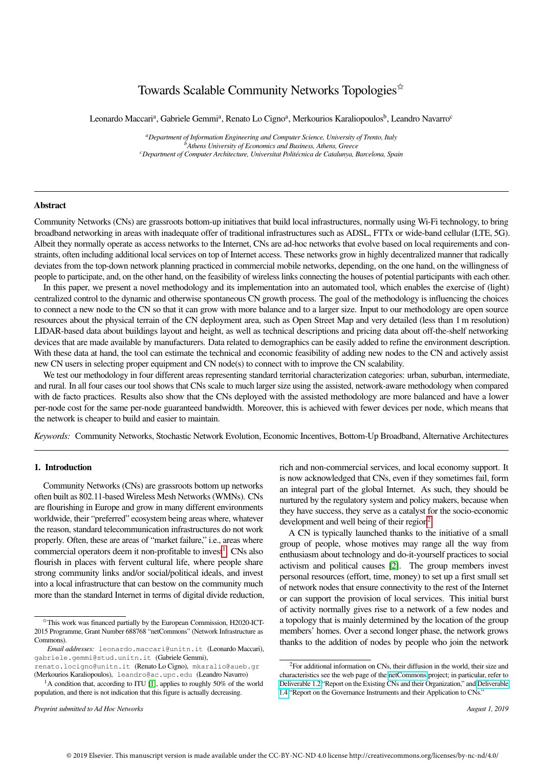# Towards Scalable Community Networks Topologies[☆]

Leonardo Maccari[a], Gabriele Gemmi[a], Renato Lo Cigno[a], Merkourios Karaliopoulos[b], Leandro Navarro[c]

[a]*Department of Information Engineering and Computer Science, University of Trento, Italy*
[b]*Athens University of Economics and Business, Athens, Greece*
[c]*Department of Computer Architecture, Universitat Politécnica de Catalunya, Barcelona, Spain*

---

## Abstract

Community Networks (CNs) are grassroots bottom-up initiatives that build local infrastructures, normally using Wi-Fi technology, to bring broadband networking in areas with inadequate offer of traditional infrastructures such as ADSL, FTTx or wide-band cellular (LTE, 5G). Albeit they normally operate as access networks to the Internet, CNs are ad-hoc networks that evolve based on local requirements and constraints, often including additional local services on top of Internet access. These networks grow in highly decentralized manner that radically deviates from the top-down network planning practiced in commercial mobile networks, depending, on the one hand, on the willingness of people to participate, and, on the other hand, on the feasibility of wireless links connecting the houses of potential participants with each other.

In this paper, we present a novel methodology and its implementation into an automated tool, which enables the exercise of (light) centralized control to the dynamic and otherwise spontaneous CN growth process. The goal of the methodology is influencing the choices to connect a new node to the CN so that it can grow with more balance and to a larger size. Input to our methodology are open source resources about the physical terrain of the CN deployment area, such as Open Street Map and very detailed (less than 1 m resolution) LIDAR-based data about buildings layout and height, as well as technical descriptions and pricing data about off-the-shelf networking devices that are made available by manufacturers. Data related to demographics can be easily added to refine the environment description. With these data at hand, the tool can estimate the technical and economic feasibility of adding new nodes to the CN and actively assist new CN users in selecting proper equipment and CN node(s) to connect with to improve the CN scalability.

We test our methodology in four different areas representing standard territorial characterization categories: urban, suburban, intermediate, and rural. In all four cases our tool shows that CNs scale to much larger size using the assisted, network-aware methodology when compared with de facto practices. Results also show that the CNs deployed with the assisted methodology are more balanced and have a lower per-node cost for the same per-node guaranteed bandwidth. Moreover, this is achieved with fewer devices per node, which means that the network is cheaper to build and easier to maintain.

*Keywords:* Community Networks, Stochastic Network Evolution, Economic Incentives, Bottom-Up Broadband, Alternative Architectures

---

## 1. Introduction

Community Networks (CNs) are grassroots bottom up networks often built as 802.11-based Wireless Mesh Networks (WMNs). CNs are flourishing in Europe and grow in many different environments worldwide, their "preferred" ecosystem being areas where, whatever the reason, standard telecommunication infrastructures do not work properly. Often, these are areas of "market failure," i.e., areas where commercial operators deem it non-profitable to invest[1]. CNs also flourish in places with fervent cultural life, where people share strong community links and/or social/political ideals, and invest into a local infrastructure that can bestow on the community much more than the standard Internet in terms of digital divide reduction, rich and non-commercial services, and local economy support. It is now acknowledged that CNs, even if they sometimes fail, form an integral part of the global Internet. As such, they should be nurtured by the regulatory system and policy makers, because when they have success, they serve as a catalyst for the socio-economic development and well being of their region[2].

A CN is typically launched thanks to the initiative of a small group of people, whose motives may range all the way from enthusiasm about technology and do-it-yourself practices to social activism and political causes [2]. The group members invest personal resources (effort, time, money) to set up a first small set of network nodes that ensure connectivity to the rest of the Internet or can support the provision of local services. This initial burst of activity normally gives rise to a network of a few nodes and a topology that is mainly determined by the location of the group members' homes. Over a second longer phase, the network grows thanks to the addition of nodes by people who join the network

---

[☆]This work was financed partially by the European Commission, H2020-ICT-2015 Programme, Grant Number 688768 "netCommons" (Network Infrastructure as Commons).

*Email addresses:* leonardo.maccari@unitn.it (Leonardo Maccari), gabriele.gemmi@stud.unitn.it (Gabriele Gemmi), renato.locigno@unitn.it (Renato Lo Cigno), mkaralio@aueb.gr (Merkourios Karaliopoulos), leandro@ac.upc.edu (Leandro Navarro)

[1]A condition that, according to ITU [1], applies to roughly 50% of the world population, and there is not indication that this figure is actually decreasing.

[2]For additional information on CNs, their diffusion in the world, their size and characteristics see the web page of the netCommons project; in particular, refer to Deliverable 1.2 "Report on the Existing CNs and their Organization," and Deliverable 1.4 "Report on the Governance Instruments and their Application to CNs."

© 2019 Elsevier. This manuscript version is made available under the CC-BY-NC-ND 4.0 license http://creativecommons.org/licenses/by-nc-nd/4.0/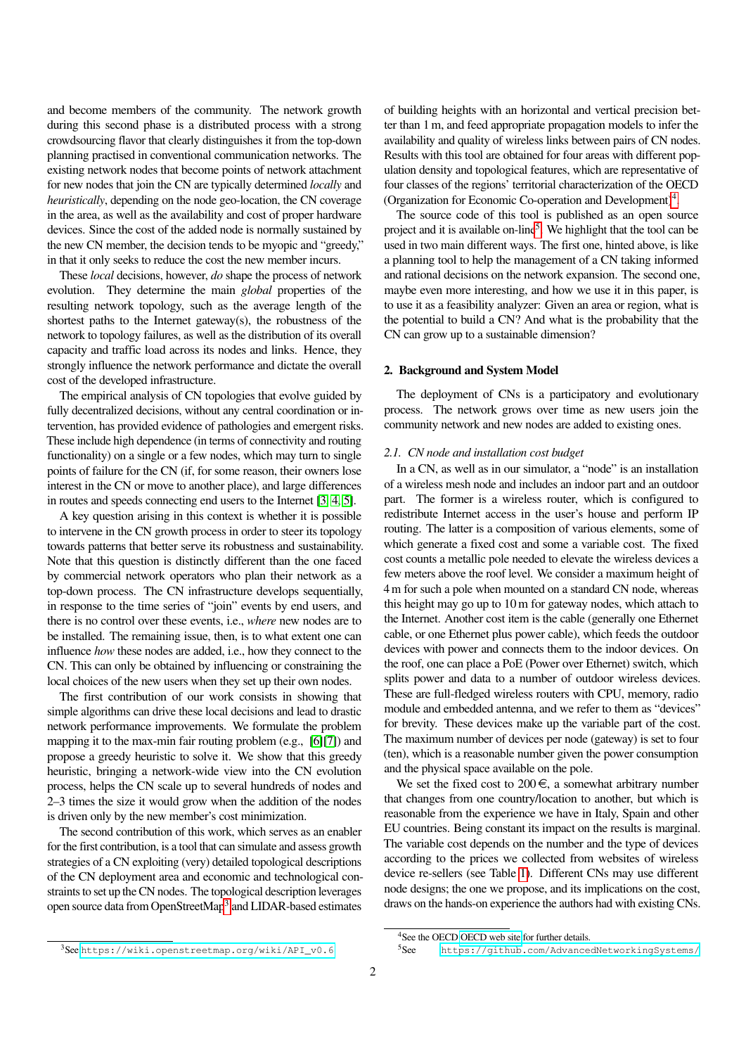and become members of the community. The network growth during this second phase is a distributed process with a strong crowdsourcing flavor that clearly distinguishes it from the top-down planning practised in conventional communication networks. The existing network nodes that become points of network attachment for new nodes that join the CN are typically determined *locally* and *heuristically*, depending on the node geo-location, the CN coverage in the area, as well as the availability and cost of proper hardware devices. Since the cost of the added node is normally sustained by the new CN member, the decision tends to be myopic and "greedy," in that it only seeks to reduce the cost the new member incurs.

These *local* decisions, however, *do* shape the process of network evolution. They determine the main *global* properties of the resulting network topology, such as the average length of the shortest paths to the Internet gateway(s), the robustness of the network to topology failures, as well as the distribution of its overall capacity and traffic load across its nodes and links. Hence, they strongly influence the network performance and dictate the overall cost of the developed infrastructure.

The empirical analysis of CN topologies that evolve guided by fully decentralized decisions, without any central coordination or intervention, has provided evidence of pathologies and emergent risks. These include high dependence (in terms of connectivity and routing functionality) on a single or a few nodes, which may turn to single points of failure for the CN (if, for some reason, their owners lose interest in the CN or move to another place), and large differences in routes and speeds connecting end users to the Internet [3, 4, 5].

A key question arising in this context is whether it is possible to intervene in the CN growth process in order to steer its topology towards patterns that better serve its robustness and sustainability. Note that this question is distinctly different than the one faced by commercial network operators who plan their network as a top-down process. The CN infrastructure develops sequentially, in response to the time series of "join" events by end users, and there is no control over these events, i.e., *where* new nodes are to be installed. The remaining issue, then, is to what extent one can influence *how* these nodes are added, i.e., how they connect to the CN. This can only be obtained by influencing or constraining the local choices of the new users when they set up their own nodes.

The first contribution of our work consists in showing that simple algorithms can drive these local decisions and lead to drastic network performance improvements. We formulate the problem mapping it to the max-min fair routing problem (e.g., [6][7]) and propose a greedy heuristic to solve it. We show that this greedy heuristic, bringing a network-wide view into the CN evolution process, helps the CN scale up to several hundreds of nodes and 2–3 times the size it would grow when the addition of the nodes is driven only by the new member's cost minimization.

The second contribution of this work, which serves as an enabler for the first contribution, is a tool that can simulate and assess growth strategies of a CN exploiting (very) detailed topological descriptions of the CN deployment area and economic and technological constraints to set up the CN nodes. The topological description leverages open source data from OpenStreetMap[3] and LIDAR-based estimates of building heights with an horizontal and vertical precision better than 1 m, and feed appropriate propagation models to infer the availability and quality of wireless links between pairs of CN nodes. Results with this tool are obtained for four areas with different population density and topological features, which are representative of four classes of the regions' territorial characterization of the OECD (Organization for Economic Co-operation and Development)[4].

The source code of this tool is published as an open source project and it is available on-line[5]. We highlight that the tool can be used in two main different ways. The first one, hinted above, is like a planning tool to help the management of a CN taking informed and rational decisions on the network expansion. The second one, maybe even more interesting, and how we use it in this paper, is to use it as a feasibility analyzer: Given an area or region, what is the potential to build a CN? And what is the probability that the CN can grow up to a sustainable dimension?

## 2. Background and System Model

The deployment of CNs is a participatory and evolutionary process. The network grows over time as new users join the community network and new nodes are added to existing ones.

### 2.1. CN node and installation cost budget

In a CN, as well as in our simulator, a "node" is an installation of a wireless mesh node and includes an indoor part and an outdoor part. The former is a wireless router, which is configured to redistribute Internet access in the user's house and perform IP routing. The latter is a composition of various elements, some of which generate a fixed cost and some a variable cost. The fixed cost counts a metallic pole needed to elevate the wireless devices a few meters above the roof level. We consider a maximum height of 4 m for such a pole when mounted on a standard CN node, whereas this height may go up to 10 m for gateway nodes, which attach to the Internet. Another cost item is the cable (generally one Ethernet cable, or one Ethernet plus power cable), which feeds the outdoor devices with power and connects them to the indoor devices. On the roof, one can place a PoE (Power over Ethernet) switch, which splits power and data to a number of outdoor wireless devices. These are full-fledged wireless routers with CPU, memory, radio module and embedded antenna, and we refer to them as "devices" for brevity. These devices make up the variable part of the cost. The maximum number of devices per node (gateway) is set to four (ten), which is a reasonable number given the power consumption and the physical space available on the pole.

We set the fixed cost to 200 €, a somewhat arbitrary number that changes from one country/location to another, but which is reasonable from the experience we have in Italy, Spain and other EU countries. Being constant its impact on the results is marginal. The variable cost depends on the number and the type of devices according to the prices we collected from websites of wireless device re-sellers (see Table 1). Different CNs may use different node designs; the one we propose, and its implications on the cost, draws on the hands-on experience the authors had with existing CNs.

[3] See https://wiki.openstreetmap.org/wiki/API_v0.6

[4] See the OECD OECD web site for further details.

[5] See https://github.com/AdvancedNetworkingSystems/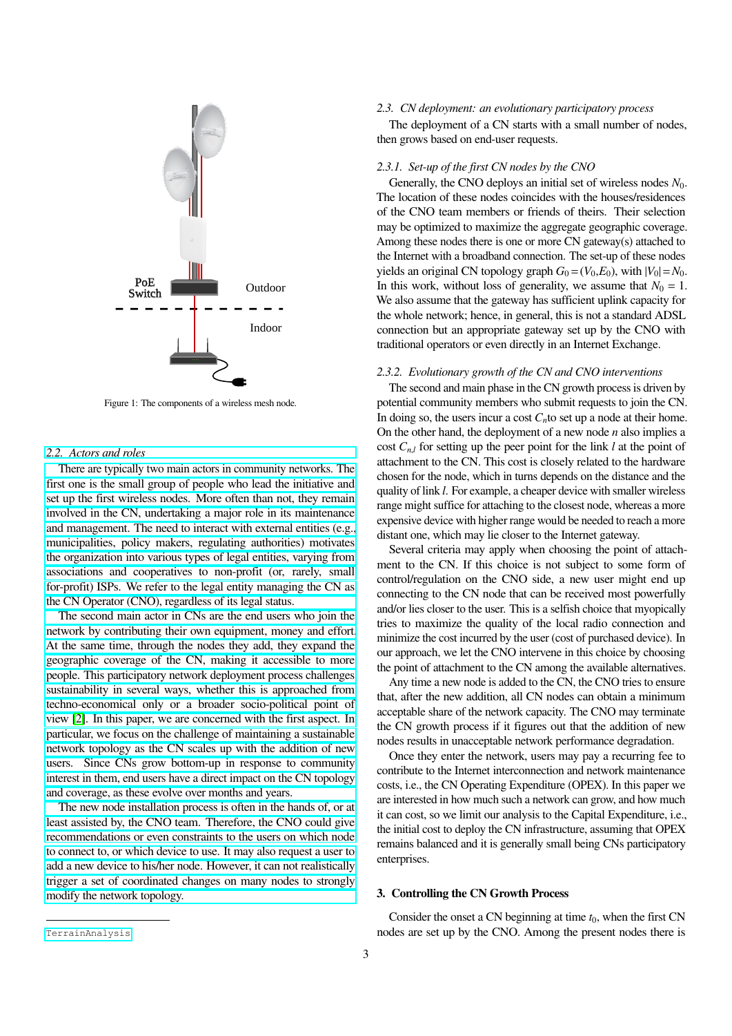PoE Switch

Outdoor

Indoor

Figure 1: The components of a wireless mesh node.

### 2.2. Actors and roles

There are typically two main actors in community networks. The first one is the small group of people who lead the initiative and set up the first wireless nodes. More often than not, they remain involved in the CN, undertaking a major role in its maintenance and management. The need to interact with external entities (e.g., municipalities, policy makers, regulating authorities) motivates the organization into various types of legal entities, varying from associations and cooperatives to non-profit (or, rarely, small for-profit) ISPs. We refer to the legal entity managing the CN as the CN Operator (CNO), regardless of its legal status.

The second main actor in CNs are the end users who join the network by contributing their own equipment, money and effort. At the same time, through the nodes they add, they expand the geographic coverage of the CN, making it accessible to more people. This participatory network deployment process challenges sustainability in several ways, whether this is approached from techno-economical only or a broader socio-political point of view [2]. In this paper, we are concerned with the first aspect. In particular, we focus on the challenge of maintaining a sustainable network topology as the CN scales up with the addition of new users. Since CNs grow bottom-up in response to community interest in them, end users have a direct impact on the CN topology and coverage, as these evolve over months and years.

The new node installation process is often in the hands of, or at least assisted by, the CNO team. Therefore, the CNO could give recommendations or even constraints to the users on which node to connect to, or which device to use. It may also request a user to add a new device to his/her node. However, it can not realistically trigger a set of coordinated changes on many nodes to strongly modify the network topology.

TerrainAnalysis

### 2.3. CN deployment: an evolutionary participatory process

The deployment of a CN starts with a small number of nodes, then grows based on end-user requests.

#### 2.3.1. Set-up of the first CN nodes by the CNO

Generally, the CNO deploys an initial set of wireless nodes $N_0$. The location of these nodes coincides with the houses/residences of the CNO team members or friends of theirs. Their selection may be optimized to maximize the aggregate geographic coverage. Among these nodes there is one or more CN gateway(s) attached to the Internet with a broadband connection. The set-up of these nodes yields an original CN topology graph $G_0 = (V_0, E_0)$, with $|V_0| = N_0$. In this work, without loss of generality, we assume that $N_0 = 1$. We also assume that the gateway has sufficient uplink capacity for the whole network; hence, in general, this is not a standard ADSL connection but an appropriate gateway set up by the CNO with traditional operators or even directly in an Internet Exchange.

#### 2.3.2. Evolutionary growth of the CN and CNO interventions

The second and main phase in the CN growth process is driven by potential community members who submit requests to join the CN. In doing so, the users incur a cost $C_n$to set up a node at their home. On the other hand, the deployment of a new node $n$ also implies a cost $C_{n,l}$ for setting up the peer point for the link $l$ at the point of attachment to the CN. This cost is closely related to the hardware chosen for the node, which in turns depends on the distance and the quality of link $l$. For example, a cheaper device with smaller wireless range might suffice for attaching to the closest node, whereas a more expensive device with higher range would be needed to reach a more distant one, which may lie closer to the Internet gateway.

Several criteria may apply when choosing the point of attachment to the CN. If this choice is not subject to some form of control/regulation on the CNO side, a new user might end up connecting to the CN node that can be received most powerfully and/or lies closer to the user. This is a selfish choice that myopically tries to maximize the quality of the local radio connection and minimize the cost incurred by the user (cost of purchased device). In our approach, we let the CNO intervene in this choice by choosing the point of attachment to the CN among the available alternatives.

Any time a new node is added to the CN, the CNO tries to ensure that, after the new addition, all CN nodes can obtain a minimum acceptable share of the network capacity. The CNO may terminate the CN growth process if it figures out that the addition of new nodes results in unacceptable network performance degradation.

Once they enter the network, users may pay a recurring fee to contribute to the Internet interconnection and network maintenance costs, i.e., the CN Operating Expenditure (OPEX). In this paper we are interested in how much such a network can grow, and how much it can cost, so we limit our analysis to the Capital Expenditure, i.e., the initial cost to deploy the CN infrastructure, assuming that OPEX remains balanced and it is generally small being CNs participatory enterprises.

## 3. Controlling the CN Growth Process

Consider the onset a CN beginning at time $t_0$, when the first CN nodes are set up by the CNO. Among the present nodes there is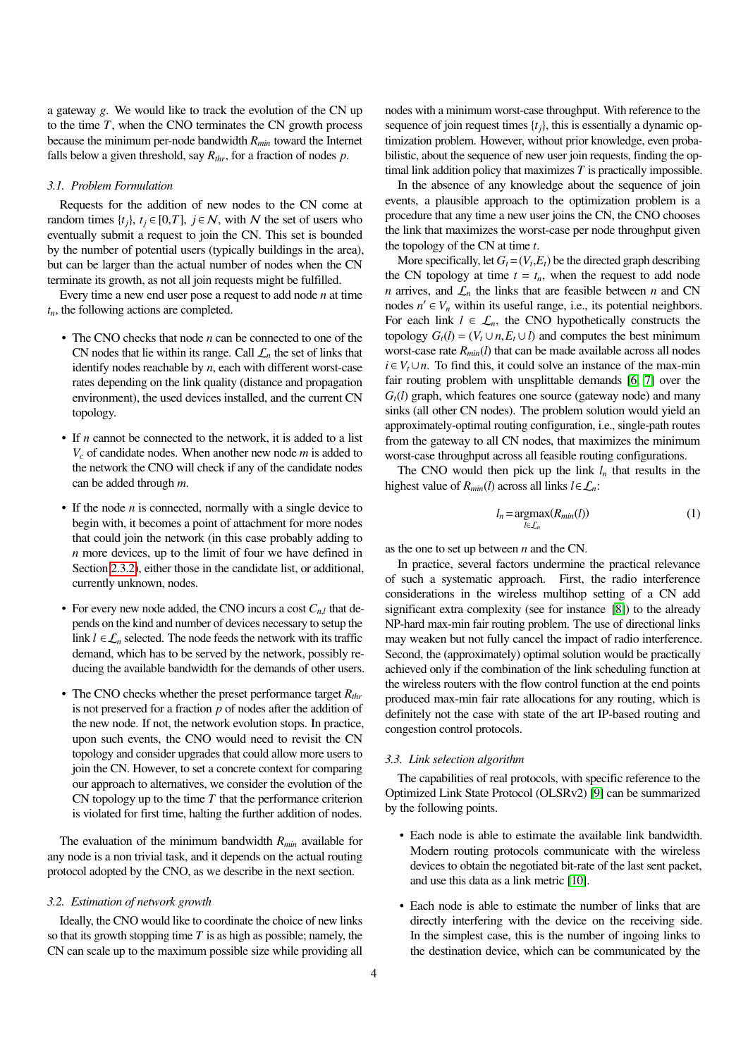a gateway $g$. We would like to track the evolution of the CN up to the time $T$, when the CNO terminates the CN growth process because the minimum per-node bandwidth $R_{min}$ toward the Internet falls below a given threshold, say $R_{thr}$, for a fraction of nodes $p$.

### 3.1. Problem Formulation

Requests for the addition of new nodes to the CN come at random times $\{t_j\}$, $t_j \in [0,T]$, $j \in \mathcal{N}$, with $\mathcal{N}$ the set of users who eventually submit a request to join the CN. This set is bounded by the number of potential users (typically buildings in the area), but can be larger than the actual number of nodes when the CN terminate its growth, as not all join requests might be fulfilled.

Every time a new end user pose a request to add node $n$ at time $t_n$, the following actions are completed.

- The CNO checks that node $n$ can be connected to one of the CN nodes that lie within its range. Call $\mathcal{L}_n$ the set of links that identify nodes reachable by $n$, each with different worst-case rates depending on the link quality (distance and propagation environment), the used devices installed, and the current CN topology.
- If $n$ cannot be connected to the network, it is added to a list $V_c$ of candidate nodes. When another new node $m$ is added to the network the CNO will check if any of the candidate nodes can be added through $m$.
- If the node $n$ is connected, normally with a single device to begin with, it becomes a point of attachment for more nodes that could join the network (in this case probably adding to $n$ more devices, up to the limit of four we have defined in Section 2.3.2), either those in the candidate list, or additional, currently unknown, nodes.
- For every new node added, the CNO incurs a cost $C_{n,l}$ that depends on the kind and number of devices necessary to setup the link $l \in \mathcal{L}_n$ selected. The node feeds the network with its traffic demand, which has to be served by the network, possibly reducing the available bandwidth for the demands of other users.
- The CNO checks whether the preset performance target $R_{thr}$ is not preserved for a fraction $p$ of nodes after the addition of the new node. If not, the network evolution stops. In practice, upon such events, the CNO would need to revisit the CN topology and consider upgrades that could allow more users to join the CN. However, to set a concrete context for comparing our approach to alternatives, we consider the evolution of the CN topology up to the time $T$ that the performance criterion is violated for first time, halting the further addition of nodes.

The evaluation of the minimum bandwidth $R_{min}$ available for any node is a non trivial task, and it depends on the actual routing protocol adopted by the CNO, as we describe in the next section.

### 3.2. Estimation of network growth

Ideally, the CNO would like to coordinate the choice of new links so that its growth stopping time $T$ is as high as possible; namely, the CN can scale up to the maximum possible size while providing all nodes with a minimum worst-case throughput. With reference to the sequence of join request times $\{t_j\}$, this is essentially a dynamic optimization problem. However, without prior knowledge, even probabilistic, about the sequence of new user join requests, finding the optimal link addition policy that maximizes $T$ is practically impossible.

In the absence of any knowledge about the sequence of join events, a plausible approach to the optimization problem is a procedure that any time a new user joins the CN, the CNO chooses the link that maximizes the worst-case per node throughput given the topology of the CN at time $t$.

More specifically, let $G_t = (V_t, E_t)$ be the directed graph describing the CN topology at time $t = t_n$, when the request to add node $n$ arrives, and $\mathcal{L}_n$ the links that are feasible between $n$ and CN nodes $n' \in V_n$ within its useful range, i.e., its potential neighbors. For each link $l \in \mathcal{L}_n$, the CNO hypothetically constructs the topology $G_t(l) = (V_t \cup n, E_t \cup l)$ and computes the best minimum worst-case rate $R_{min}(l)$ that can be made available across all nodes $i \in V_t \cup n$. To find this, it could solve an instance of the max-min fair routing problem with unsplittable demands [6, 7] over the $G_t(l)$ graph, which features one source (gateway node) and many sinks (all other CN nodes). The problem solution would yield an approximately-optimal routing configuration, i.e., single-path routes from the gateway to all CN nodes, that maximizes the minimum worst-case throughput across all feasible routing configurations.

The CNO would then pick up the link $l_n$ that results in the highest value of $R_{min}(l)$ across all links $l \in \mathcal{L}_n$:

$$l_n = \underset{l \in \mathcal{L}_n}{\operatorname{argmax}}(R_{min}(l)) \tag{1}$$

as the one to set up between $n$ and the CN.

In practice, several factors undermine the practical relevance of such a systematic approach. First, the radio interference considerations in the wireless multihop setting of a CN add significant extra complexity (see for instance [8]) to the already NP-hard max-min fair routing problem. The use of directional links may weaken but not fully cancel the impact of radio interference. Second, the (approximately) optimal solution would be practically achieved only if the combination of the link scheduling function at the wireless routers with the flow control function at the end points produced max-min fair rate allocations for any routing, which is definitely not the case with state of the art IP-based routing and congestion control protocols.

### 3.3. Link selection algorithm

The capabilities of real protocols, with specific reference to the Optimized Link State Protocol (OLSRv2) [9] can be summarized by the following points.

- Each node is able to estimate the available link bandwidth. Modern routing protocols communicate with the wireless devices to obtain the negotiated bit-rate of the last sent packet, and use this data as a link metric [10].
- Each node is able to estimate the number of links that are directly interfering with the device on the receiving side. In the simplest case, this is the number of ingoing links to the destination device, which can be communicated by the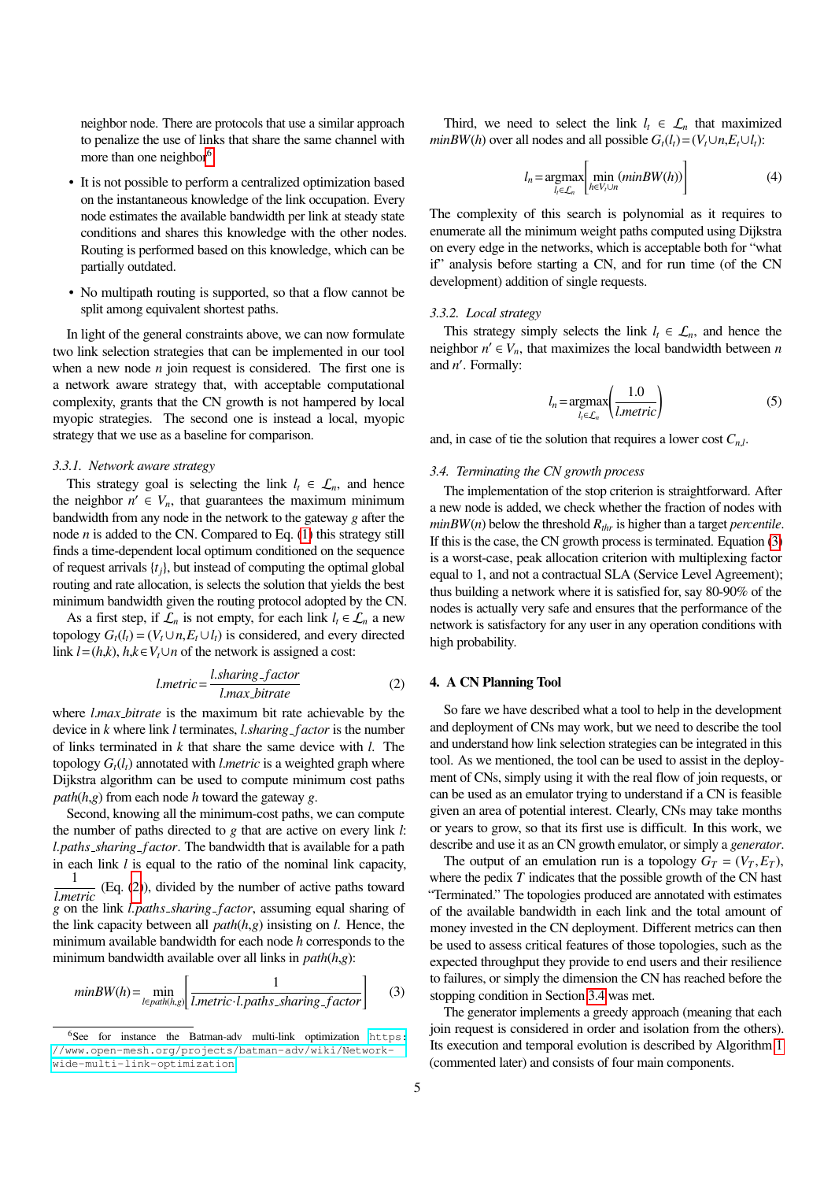neighbor node. There are protocols that use a similar approach to penalize the use of links that share the same channel with more than one neighbor[6].

- It is not possible to perform a centralized optimization based on the instantaneous knowledge of the link occupation. Every node estimates the available bandwidth per link at steady state conditions and shares this knowledge with the other nodes. Routing is performed based on this knowledge, which can be partially outdated.
- No multipath routing is supported, so that a flow cannot be split among equivalent shortest paths.

In light of the general constraints above, we can now formulate two link selection strategies that can be implemented in our tool when a new node $n$ join request is considered. The first one is a network aware strategy that, with acceptable computational complexity, grants that the CN growth is not hampered by local myopic strategies. The second one is instead a local, myopic strategy that we use as a baseline for comparison.

### 3.3.1. Network aware strategy

This strategy goal is selecting the link $l_t \in \mathcal{L}_n$, and hence the neighbor $n' \in V_n$, that guarantees the maximum minimum bandwidth from any node in the network to the gateway $g$ after the node $n$ is added to the CN. Compared to Eq. (1) this strategy still finds a time-dependent local optimum conditioned on the sequence of request arrivals $\{t_j\}$, but instead of computing the optimal global routing and rate allocation, is selects the solution that yields the best minimum bandwidth given the routing protocol adopted by the CN.

As a first step, if $\mathcal{L}_n$ is not empty, for each link $l_t \in \mathcal{L}_n$ a new topology $G_t(l_t) = (V_t \cup n, E_t \cup l_t)$ is considered, and every directed link $l = (h,k)$, $h,k \in V_t \cup n$ of the network is assigned a cost:

$$l.metric = \frac{l.sharing\_factor}{l.max\_bitrate} \tag{2}$$

where $l.max\_bitrate$ is the maximum bit rate achievable by the device in $k$ where link $l$ terminates, $l.sharing\_factor$ is the number of links terminated in $k$ that share the same device with $l$. The topology $G_t(l_t)$ annotated with $l.metric$ is a weighted graph where Dijkstra algorithm can be used to compute minimum cost paths $path(h,g)$ from each node $h$ toward the gateway $g$.

Second, knowing all the minimum-cost paths, we can compute the number of paths directed to $g$ that are active on every link $l$: $l.paths\_sharing\_factor$. The bandwidth that is available for a path in each link $l$ is equal to the ratio of the nominal link capacity, $\frac{1}{l.metric}$ (Eq. (2)), divided by the number of active paths toward $g$ on the link $l.paths\_sharing\_factor$, assuming equal sharing of the link capacity between all $path(h,g)$ insisting on $l$. Hence, the minimum available bandwidth for each node $h$ corresponds to the minimum bandwidth available over all links in $path(h,g)$:

$$minBW(h) = \min_{l \in path(h,g)} \left[ \frac{1}{l.metric \cdot l.paths\_sharing\_factor} \right] \tag{3}$$

Third, we need to select the link $l_t \in \mathcal{L}_n$ that maximized $minBW(h)$ over all nodes and all possible $G_t(l_t) = (V_t \cup n, E_t \cup l_t)$:

$$l_n = \operatorname*{argmax}_{l_t \in \mathcal{L}_n} \left[ \min_{h \in V_t \cup n} (minBW(h)) \right] \tag{4}$$

The complexity of this search is polynomial as it requires to enumerate all the minimum weight paths computed using Dijkstra on every edge in the networks, which is acceptable both for "what if" analysis before starting a CN, and for run time (of the CN development) addition of single requests.

### 3.3.2. Local strategy

This strategy simply selects the link $l_t \in \mathcal{L}_n$, and hence the neighbor $n' \in V_n$, that maximizes the local bandwidth between $n$ and $n'$. Formally:

$$l_n = \operatorname*{argmax}_{l_t \in \mathcal{L}_n} \left( \frac{1.0}{l.metric} \right) \tag{5}$$

and, in case of tie the solution that requires a lower cost $C_{n,l}$.

### 3.4. Terminating the CN growth process

The implementation of the stop criterion is straightforward. After a new node is added, we check whether the fraction of nodes with $minBW(n)$ below the threshold $R_{thr}$ is higher than a target *percentile*. If this is the case, the CN growth process is terminated. Equation (3) is a worst-case, peak allocation criterion with multiplexing factor equal to 1, and not a contractual SLA (Service Level Agreement); thus building a network where it is satisfied for, say 80-90% of the nodes is actually very safe and ensures that the performance of the network is satisfactory for any user in any operation conditions with high probability.

## 4. A CN Planning Tool

So fare we have described what a tool to help in the development and deployment of CNs may work, but we need to describe the tool and understand how link selection strategies can be integrated in this tool. As we mentioned, the tool can be used to assist in the deployment of CNs, simply using it with the real flow of join requests, or can be used as an emulator trying to understand if a CN is feasible given an area of potential interest. Clearly, CNs may take months or years to grow, so that its first use is difficult. In this work, we describe and use it as an CN growth emulator, or simply a *generator*.

The output of an emulation run is a topology $G_T = (V_T, E_T)$, where the pedix $T$ indicates that the possible growth of the CN hast "Terminated." The topologies produced are annotated with estimates of the available bandwidth in each link and the total amount of money invested in the CN deployment. Different metrics can then be used to assess critical features of those topologies, such as the expected throughput they provide to end users and their resilience to failures, or simply the dimension the CN has reached before the stopping condition in Section 3.4 was met.

The generator implements a greedy approach (meaning that each join request is considered in order and isolation from the others). Its execution and temporal evolution is described by Algorithm 1 (commented later) and consists of four main components.

[6] See for instance the Batman-adv multi-link optimization https://www.open-mesh.org/projects/batman-adv/wiki/Network-wide-multi-link-optimization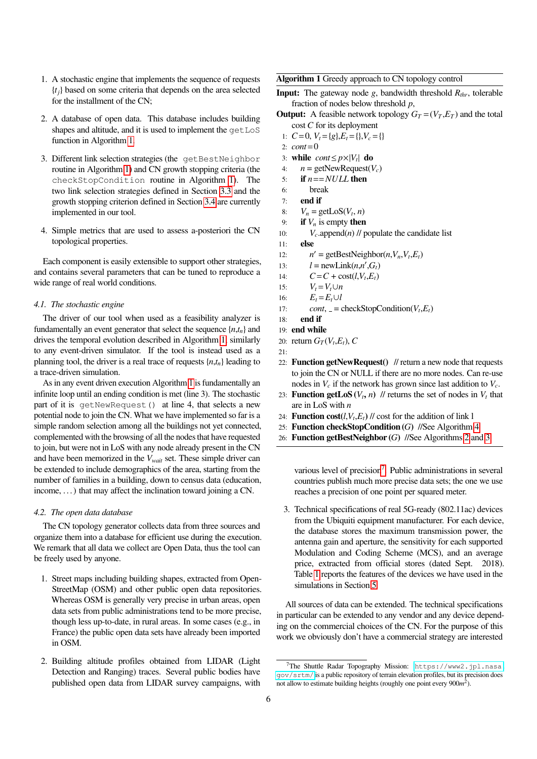1. A stochastic engine that implements the sequence of requests $\{t_j\}$ based on some criteria that depends on the area selected for the installment of the CN;

2. A database of open data. This database includes building shapes and altitude, and it is used to implement the `getLoS` function in Algorithm 1.

3. Different link selection strategies (the `getBestNeighbor` routine in Algorithm 1) and CN growth stopping criteria (the `checkStopCondition` routine in Algorithm 1). The two link selection strategies defined in Section 3.3 and the growth stopping criterion defined in Section 3.4 are currently implemented in our tool.

4. Simple metrics that are used to assess a-posteriori the CN topological properties.

Each component is easily extensible to support other strategies, and contains several parameters that can be tuned to reproduce a wide range of real world conditions.

### *4.1. The stochastic engine*

The driver of our tool when used as a feasibility analyzer is fundamentally an event generator that select the sequence $\{n,t_n\}$ and drives the temporal evolution described in Algorithm 1, similarly to any event-driven simulator. If the tool is instead used as a planning tool, the driver is a real trace of requests $\{n,t_n\}$ leading to a trace-driven simulation.

As in any event driven execution Algorithm 1 is fundamentally an infinite loop until an ending condition is met (line 3). The stochastic part of it is `getNewRequest()` at line 4, that selects a new potential node to join the CN. What we have implemented so far is a simple random selection among all the buildings not yet connected, complemented with the browsing of all the nodes that have requested to join, but were not in LoS with any node already present in the CN and have been memorized in the $V_{wait}$ set. These simple driver can be extended to include demographics of the area, starting from the number of families in a building, down to census data (education, income, ...) that may affect the inclination toward joining a CN.

### *4.2. The open data database*

The CN topology generator collects data from three sources and organize them into a database for efficient use during the execution. We remark that all data we collect are Open Data, thus the tool can be freely used by anyone.

1. Street maps including building shapes, extracted from OpenStreetMap (OSM) and other public open data repositories. Whereas OSM is generally very precise in urban areas, open data sets from public administrations tend to be more precise, though less up-to-date, in rural areas. In some cases (e.g., in France) the public open data sets have already been imported in OSM.

2. Building altitude profiles obtained from LIDAR (Light Detection and Ranging) traces. Several public bodies have published open data from LIDAR survey campaigns, with various level of precision[7]. Public administrations in several countries publish much more precise data sets; the one we use reaches a precision of one point per squared meter.

3. Technical specifications of real 5G-ready (802.11ac) devices from the Ubiquiti equipment manufacturer. For each device, the database stores the maximum transmission power, the antenna gain and aperture, the sensitivity for each supported Modulation and Coding Scheme (MCS), and an average price, extracted from official stores (dated Sept. 2018). Table 1 reports the features of the devices we have used in the simulations in Section 5.

All sources of data can be extended. The technical specifications in particular can be extended to any vendor and any device depending on the commercial choices of the CN. For the purpose of this work we obviously don't have a commercial strategy are interested

---

**Algorithm 1** Greedy approach to CN topology control

**Input:** The gateway node $g$, bandwidth threshold $R_{thr}$, tolerable fraction of nodes below threshold $p$,
**Output:** A feasible network topology $G_T = (V_T, E_T)$ and the total cost $C$ for its deployment

```
1:  C = 0, V_t = {g}, E_t = {}, V_c = {}
2:  cont = 0
3:  while cont ≤ p × |V_t| do
4:      n = getNewRequest(V_c)
5:      if n == NULL then
6:          break
7:      end if
8:      V_n = getLoS(V_t, n)
9:      if V_n is empty then
10:         V_c.append(n) // populate the candidate list
11:     else
12:         n' = getBestNeighbor(n, V_n, V_t, E_t)
13:         l = newLink(n, n', G_t)
14:         C = C + cost(l, V_t, E_t)
15:         V_t = V_t ∪ n
16:         E_t = E_t ∪ l
17:         cont, _ = checkStopCondition(V_t, E_t)
18:     end if
19: end while
20: return G_T(V_t, E_t), C
21:
22: Function getNewRequest() // return a new node that requests to join the CN or NULL if there are no more nodes. Can re-use nodes in V_c if the network has grown since last addition to V_c.
23: Function getLoS (V_t, n) // returns the set of nodes in V_t that are in LoS with n
24: Function cost(l, V_t, E_t) // cost for the addition of link l
25: Function checkStopCondition (G) //See Algorithm 4
26: Function getBestNeighbor (G) //See Algorithms 2 and 3
```

---

[7] The Shuttle Radar Topography Mission: https://www2.jpl.nasa.gov/srtm/ is a public repository of terrain elevation profiles, but its precision does not allow to estimate building heights (roughly one point every 900$m^2$).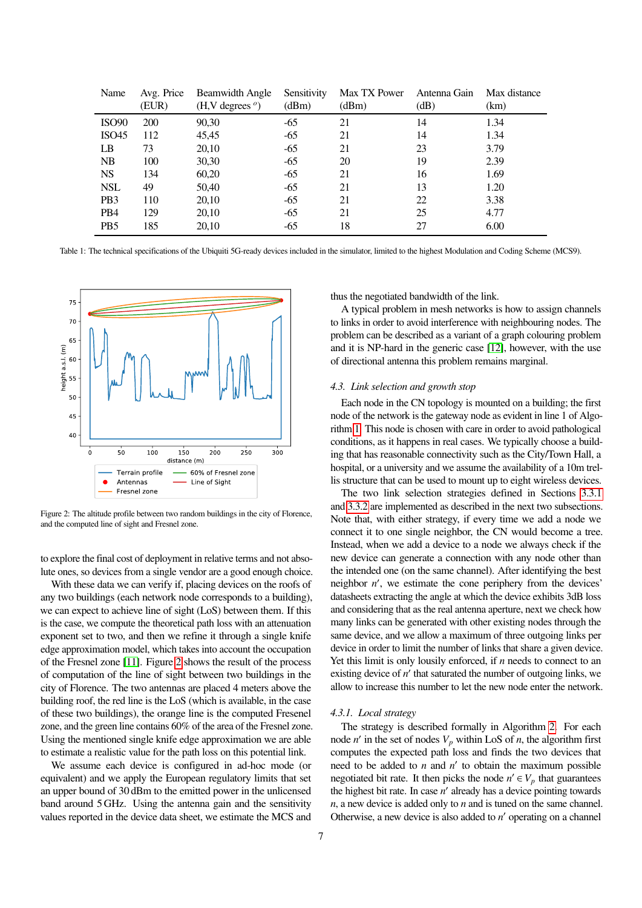| Name | Avg. Price (EUR) | Beamwidth Angle (H,V degrees $^o$) | Sensitivity (dBm) | Max TX Power (dBm) | Antenna Gain (dB) | Max distance (km) |
|---|---|---|---|---|---|---|
| ISO90 | 200 | 90,30 | -65 | 21 | 14 | 1.34 |
| ISO45 | 112 | 45,45 | -65 | 21 | 14 | 1.34 |
| LB | 73 | 20,10 | -65 | 21 | 23 | 3.79 |
| NB | 100 | 30,30 | -65 | 20 | 19 | 2.39 |
| NS | 134 | 60,20 | -65 | 21 | 16 | 1.69 |
| NSL | 49 | 50,40 | -65 | 21 | 13 | 1.20 |
| PB3 | 110 | 20,10 | -65 | 21 | 22 | 3.38 |
| PB4 | 129 | 20,10 | -65 | 21 | 25 | 4.77 |
| PB5 | 185 | 20,10 | -65 | 18 | 27 | 6.00 |

Table 1: The technical specifications of the Ubiquiti 5G-ready devices included in the simulator, limited to the highest Modulation and Coding Scheme (MCS9).

Figure 2: The altitude profile between two random buildings in the city of Florence, and the computed line of sight and Fresnel zone.

to explore the final cost of deployment in relative terms and not absolute ones, so devices from a single vendor are a good enough choice.

With these data we can verify if, placing devices on the roofs of any two buildings (each network node corresponds to a building), we can expect to achieve line of sight (LoS) between them. If this is the case, we compute the theoretical path loss with an attenuation exponent set to two, and then we refine it through a single knife edge approximation model, which takes into account the occupation of the Fresnel zone [11]. Figure 2 shows the result of the process of computation of the line of sight between two buildings in the city of Florence. The two antennas are placed 4 meters above the building roof, the red line is the LoS (which is available, in the case of these two buildings), the orange line is the computed Fresenel zone, and the green line contains 60% of the area of the Fresnel zone. Using the mentioned single knife edge approximation we are able to estimate a realistic value for the path loss on this potential link.

We assume each device is configured in ad-hoc mode (or equivalent) and we apply the European regulatory limits that set an upper bound of 30 dBm to the emitted power in the unlicensed band around 5 GHz. Using the antenna gain and the sensitivity values reported in the device data sheet, we estimate the MCS and thus the negotiated bandwidth of the link.

A typical problem in mesh networks is how to assign channels to links in order to avoid interference with neighbouring nodes. The problem can be described as a variant of a graph colouring problem and it is NP-hard in the generic case [12], however, with the use of directional antenna this problem remains marginal.

### 4.3. Link selection and growth stop

Each node in the CN topology is mounted on a building; the first node of the network is the gateway node as evident in line 1 of Algorithm 1. This node is chosen with care in order to avoid pathological conditions, as it happens in real cases. We typically choose a building that has reasonable connectivity such as the City/Town Hall, a hospital, or a university and we assume the availability of a 10m trellis structure that can be used to mount up to eight wireless devices.

The two link selection strategies defined in Sections 3.3.1 and 3.3.2 are implemented as described in the next two subsections. Note that, with either strategy, if every time we add a node we connect it to one single neighbor, the CN would become a tree. Instead, when we add a node we always check if the new device can generate a connection with any node other than the intended one (on the same channel). After identifying the best neighbor $n'$, we estimate the cone periphery from the devices' datasheets extracting the angle at which the device exhibits 3dB loss and considering that as the real antenna aperture, next we check how many links can be generated with other existing nodes through the same device, and we allow a maximum of three outgoing links per device in order to limit the number of links that share a given device. Yet this limit is only lousily enforced, if $n$ needs to connect to an existing device of $n'$ that saturated the number of outgoing links, we allow to increase this number to let the new node enter the network.

#### 4.3.1. Local strategy

The strategy is described formally in Algorithm 2. For each node $n'$ in the set of nodes $V_p$ within LoS of $n$, the algorithm first computes the expected path loss and finds the two devices that need to be added to $n$ and $n'$ to obtain the maximum possible negotiated bit rate. It then picks the node $n' \in V_p$ that guarantees the highest bit rate. In case $n'$ already has a device pointing towards $n$, a new device is added only to $n$ and is tuned on the same channel. Otherwise, a new device is also added to $n'$ operating on a channel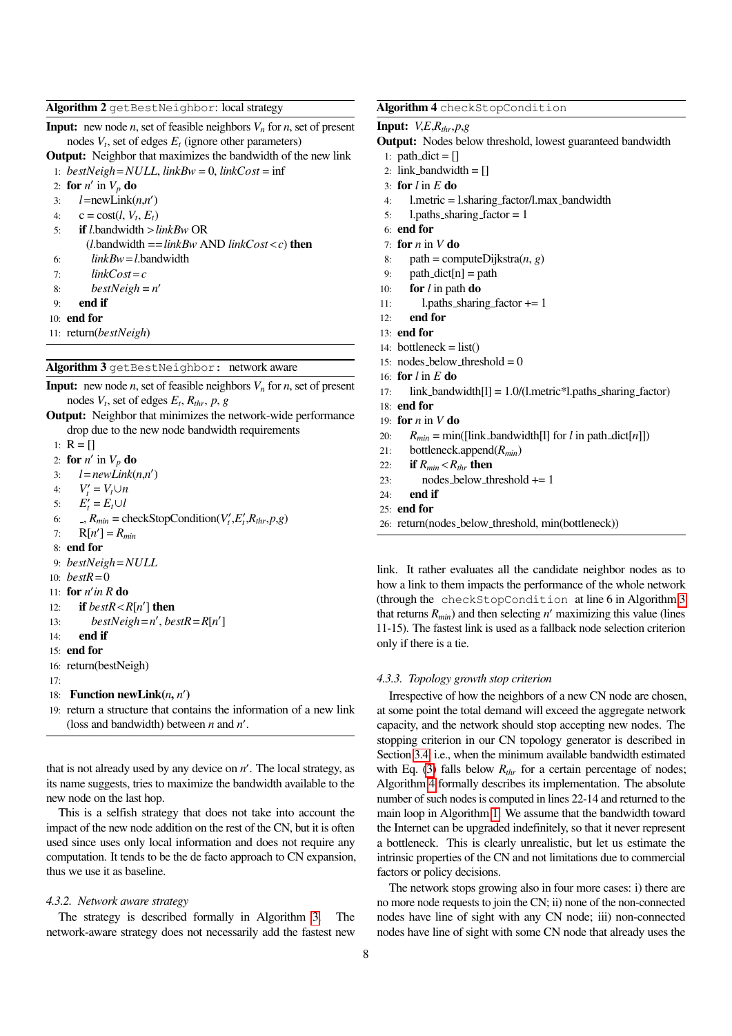**Algorithm 2** `getBestNeighbor`: local strategy

**Input:** new node $n$, set of feasible neighbors $V_n$ for $n$, set of present nodes $V_t$, set of edges $E_t$ (ignore other parameters)
**Output:** Neighbor that maximizes the bandwidth of the new link

```
1:  bestNeigh = NULL, linkBw = 0, linkCost = inf
2:  for n' in V_p do
3:      l = newLink(n, n')
4:      c = cost(l, V_t, E_t)
5:      if l.bandwidth > linkBw OR
          (l.bandwidth == linkBw AND linkCost < c) then
6:          linkBw = l.bandwidth
7:          linkCost = c
8:          bestNeigh = n'
9:      end if
10: end for
11: return(bestNeigh)
```

**Algorithm 3** `getBestNeighbor`: network aware

**Input:** new node $n$, set of feasible neighbors $V_n$ for $n$, set of present nodes $V_t$, set of edges $E_t$, $R_{thr}$, $p$, $g$
**Output:** Neighbor that minimizes the network-wide performance drop due to the new node bandwidth requirements

```
1:  R = []
2:  for n' in V_p do
3:      l = newLink(n, n')
4:      V'_t = V_t ∪ n
5:      E'_t = E_t ∪ l
6:      _, R_min = checkStopCondition(V'_t, E'_t, R_thr, p, g)
7:      R[n'] = R_min
8:  end for
9:  bestNeigh = NULL
10: bestR = 0
11: for n' in R do
12:     if bestR < R[n'] then
13:         bestNeigh = n', bestR = R[n']
14:     end if
15: end for
16: return(bestNeigh)
17:
18: Function newLink(n, n')
19: return a structure that contains the information of a new link
    (loss and bandwidth) between n and n'.
```

that is not already used by any device on $n'$. The local strategy, as its name suggests, tries to maximize the bandwidth available to the new node on the last hop.

This is a selfish strategy that does not take into account the impact of the new node addition on the rest of the CN, but it is often used since uses only local information and does not require any computation. It tends to be the de facto approach to CN expansion, thus we use it as baseline.

#### 4.3.2. Network aware strategy

The strategy is described formally in Algorithm 3. The network-aware strategy does not necessarily add the fastest new link. It rather evaluates all the candidate neighbor nodes as to how a link to them impacts the performance of the whole network (through the `checkStopCondition` at line 6 in Algorithm 3 that returns $R_{min}$) and then selecting $n'$ maximizing this value (lines 11-15). The fastest link is used as a fallback node selection criterion only if there is a tie.

**Algorithm 4** `checkStopCondition`

**Input:** $V$,$E$,$R_{thr}$,$p$,$g$
**Output:** Nodes below threshold, lowest guaranteed bandwidth

```
1:  path_dict = []
2:  link_bandwidth = []
3:  for l in E do
4:      l.metric = l.sharing_factor/l.max_bandwidth
5:      l.paths_sharing_factor = 1
6:  end for
7:  for n in V do
8:      path = computeDijkstra(n, g)
9:      path_dict[n] = path
10:     for l in path do
11:         l.paths_sharing_factor += 1
12:     end for
13: end for
14: bottleneck = list()
15: nodes_below_threshold = 0
16: for l in E do
17:     link_bandwidth[l] = 1.0/(l.metric*l.paths_sharing_factor)
18: end for
19: for n in V do
20:     R_min = min([link_bandwidth[l] for l in path_dict[n]])
21:     bottleneck.append(R_min)
22:     if R_min < R_thr then
23:         nodes_below_threshold += 1
24:     end if
25: end for
26: return(nodes_below_threshold, min(bottleneck))
```

#### 4.3.3. Topology growth stop criterion

Irrespective of how the neighbors of a new CN node are chosen, at some point the total demand will exceed the aggregate network capacity, and the network should stop accepting new nodes. The stopping criterion in our CN topology generator is described in Section 3.4, i.e., when the minimum available bandwidth estimated with Eq. (3) falls below $R_{thr}$ for a certain percentage of nodes; Algorithm 4 formally describes its implementation. The absolute number of such nodes is computed in lines 22-14 and returned to the main loop in Algorithm 1. We assume that the bandwidth toward the Internet can be upgraded indefinitely, so that it never represent a bottleneck. This is clearly unrealistic, but let us estimate the intrinsic properties of the CN and not limitations due to commercial factors or policy decisions.

The network stops growing also in four more cases: i) there are no more node requests to join the CN; ii) none of the non-connected nodes have line of sight with any CN node; iii) non-connected nodes have line of sight with some CN node that already uses the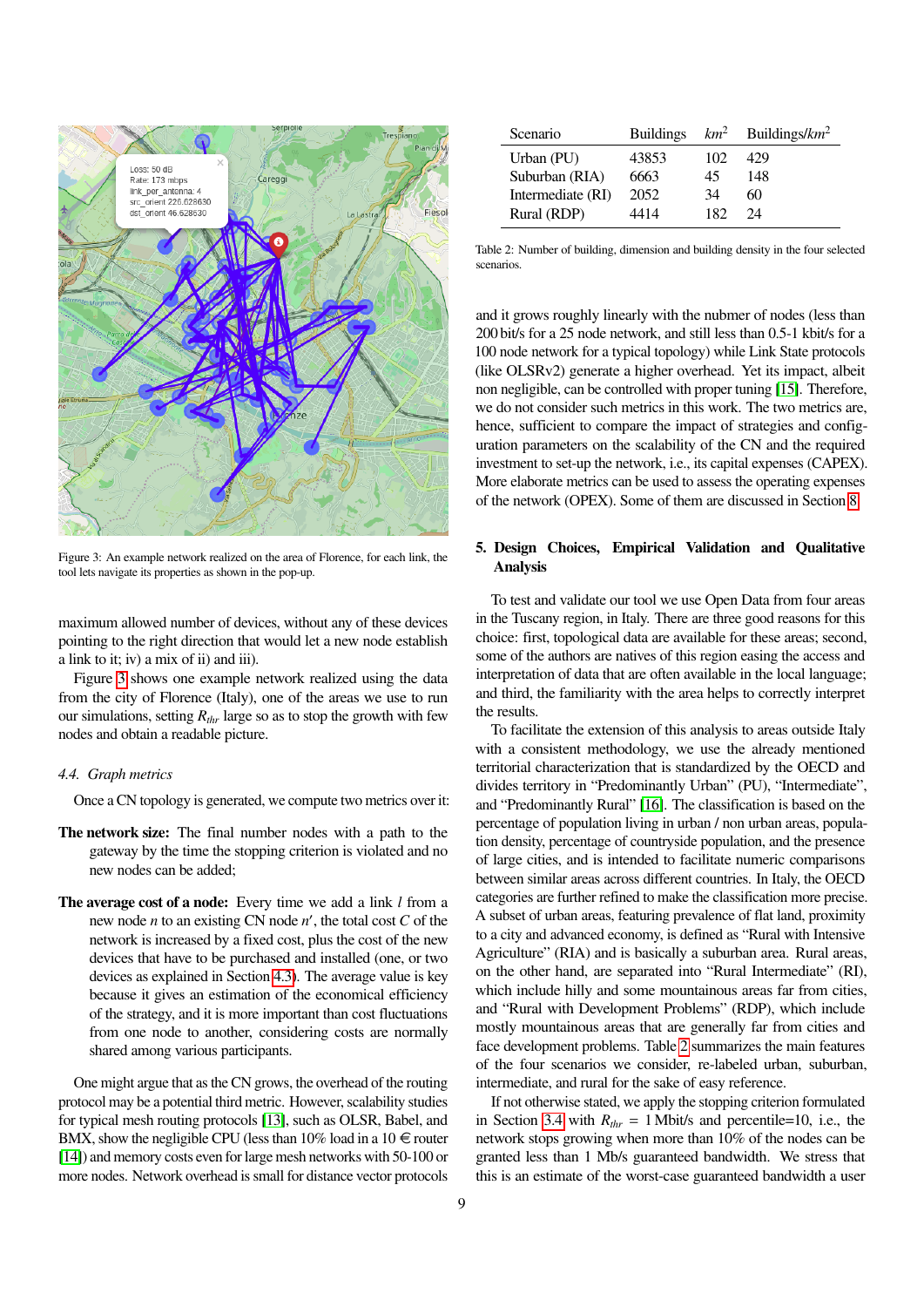Figure 3: An example network realized on the area of Florence, for each link, the tool lets navigate its properties as shown in the pop-up.

maximum allowed number of devices, without any of these devices pointing to the right direction that would let a new node establish a link to it; iv) a mix of ii) and iii).

Figure 3 shows one example network realized using the data from the city of Florence (Italy), one of the areas we use to run our simulations, setting $R_{thr}$ large so as to stop the growth with few nodes and obtain a readable picture.

### 4.4. Graph metrics

Once a CN topology is generated, we compute two metrics over it:

**The network size:** The final number nodes with a path to the gateway by the time the stopping criterion is violated and no new nodes can be added;

**The average cost of a node:** Every time we add a link $l$ from a new node $n$ to an existing CN node $n'$, the total cost $C$ of the network is increased by a fixed cost, plus the cost of the new devices that have to be purchased and installed (one, or two devices as explained in Section 4.3). The average value is key because it gives an estimation of the economical efficiency of the strategy, and it is more important than cost fluctuations from one node to another, considering costs are normally shared among various participants.

One might argue that as the CN grows, the overhead of the routing protocol may be a potential third metric. However, scalability studies for typical mesh routing protocols [13], such as OLSR, Babel, and BMX, show the negligible CPU (less than 10% load in a 10 € router [14]) and memory costs even for large mesh networks with 50-100 or more nodes. Network overhead is small for distance vector protocols and it grows roughly linearly with the nubmer of nodes (less than 200 bit/s for a 25 node network, and still less than 0.5-1 kbit/s for a 100 node network for a typical topology) while Link State protocols (like OLSRv2) generate a higher overhead. Yet its impact, albeit non negligible, can be controlled with proper tuning [15]. Therefore, we do not consider such metrics in this work. The two metrics are, hence, sufficient to compare the impact of strategies and configuration parameters on the scalability of the CN and the required investment to set-up the network, i.e., its capital expenses (CAPEX). More elaborate metrics can be used to assess the operating expenses of the network (OPEX). Some of them are discussed in Section 8.

| Scenario | Buildings | $km^2$ | Buildings/$km^2$ |
|---|---|---|---|
| Urban (PU) | 43853 | 102 | 429 |
| Suburban (RIA) | 6663 | 45 | 148 |
| Intermediate (RI) | 2052 | 34 | 60 |
| Rural (RDP) | 4414 | 182 | 24 |

Table 2: Number of building, dimension and building density in the four selected scenarios.

## 5. Design Choices, Empirical Validation and Qualitative Analysis

To test and validate our tool we use Open Data from four areas in the Tuscany region, in Italy. There are three good reasons for this choice: first, topological data are available for these areas; second, some of the authors are natives of this region easing the access and interpretation of data that are often available in the local language; and third, the familiarity with the area helps to correctly interpret the results.

To facilitate the extension of this analysis to areas outside Italy with a consistent methodology, we use the already mentioned territorial characterization that is standardized by the OECD and divides territory in "Predominantly Urban" (PU), "Intermediate", and "Predominantly Rural" [16]. The classification is based on the percentage of population living in urban / non urban areas, population density, percentage of countryside population, and the presence of large cities, and is intended to facilitate numeric comparisons between similar areas across different countries. In Italy, the OECD categories are further refined to make the classification more precise. A subset of urban areas, featuring prevalence of flat land, proximity to a city and advanced economy, is defined as "Rural with Intensive Agriculture" (RIA) and is basically a suburban area. Rural areas, on the other hand, are separated into "Rural Intermediate" (RI), which include hilly and some mountainous areas far from cities, and "Rural with Development Problems" (RDP), which include mostly mountainous areas that are generally far from cities and face development problems. Table 2 summarizes the main features of the four scenarios we consider, re-labeled urban, suburban, intermediate, and rural for the sake of easy reference.

If not otherwise stated, we apply the stopping criterion formulated in Section 3.4 with $R_{thr}$ = 1 Mbit/s and percentile=10, i.e., the network stops growing when more than 10% of the nodes can be granted less than 1 Mb/s guaranteed bandwidth. We stress that this is an estimate of the worst-case guaranteed bandwidth a user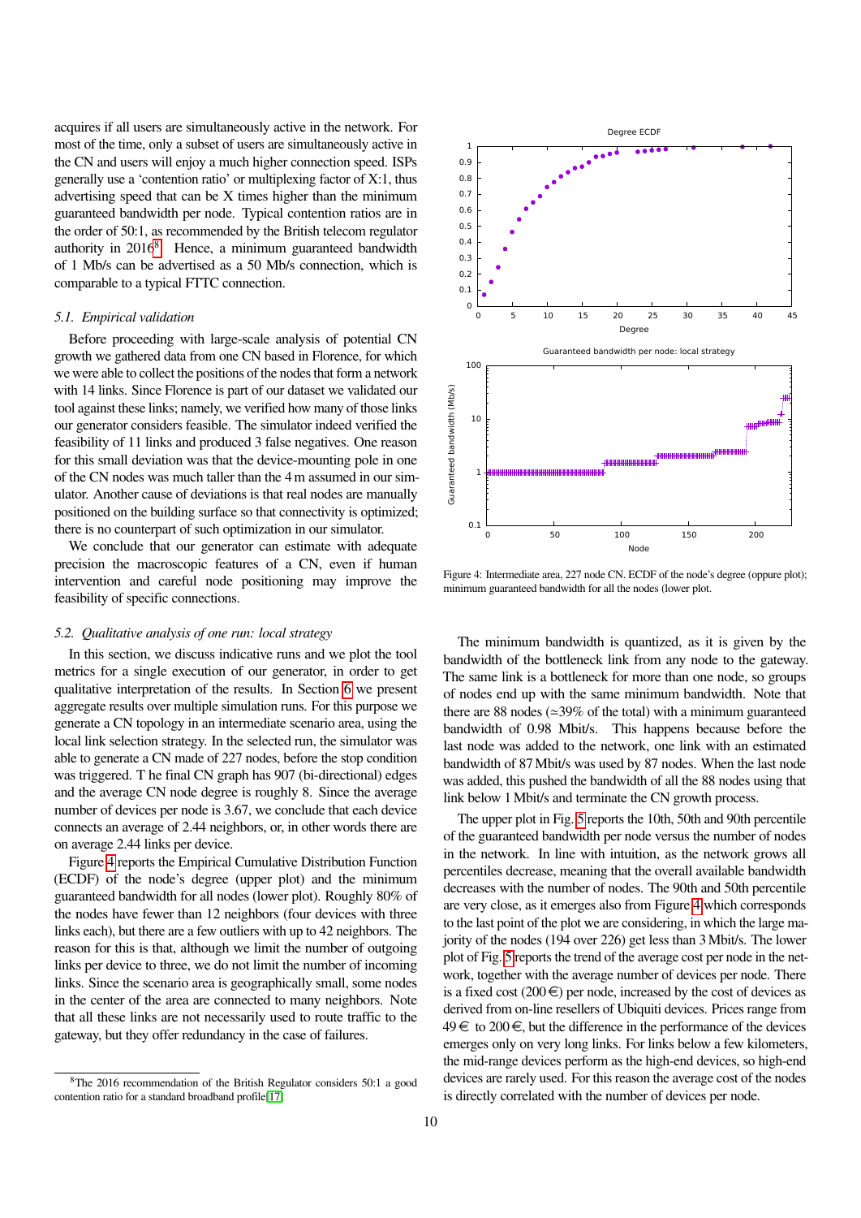acquires if all users are simultaneously active in the network. For most of the time, only a subset of users are simultaneously active in the CN and users will enjoy a much higher connection speed. ISPs generally use a 'contention ratio' or multiplexing factor of X:1, thus advertising speed that can be X times higher than the minimum guaranteed bandwidth per node. Typical contention ratios are in the order of 50:1, as recommended by the British telecom regulator authority in 2016[8]. Hence, a minimum guaranteed bandwidth of 1 Mb/s can be advertised as a 50 Mb/s connection, which is comparable to a typical FTTC connection.

### 5.1. Empirical validation

Before proceeding with large-scale analysis of potential CN growth we gathered data from one CN based in Florence, for which we were able to collect the positions of the nodes that form a network with 14 links. Since Florence is part of our dataset we validated our tool against these links; namely, we verified how many of those links our generator considers feasible. The simulator indeed verified the feasibility of 11 links and produced 3 false negatives. One reason for this small deviation was that the device-mounting pole in one of the CN nodes was much taller than the 4 m assumed in our simulator. Another cause of deviations is that real nodes are manually positioned on the building surface so that connectivity is optimized; there is no counterpart of such optimization in our simulator.

We conclude that our generator can estimate with adequate precision the macroscopic features of a CN, even if human intervention and careful node positioning may improve the feasibility of specific connections.

### 5.2. Qualitative analysis of one run: local strategy

In this section, we discuss indicative runs and we plot the tool metrics for a single execution of our generator, in order to get qualitative interpretation of the results. In Section 6 we present aggregate results over multiple simulation runs. For this purpose we generate a CN topology in an intermediate scenario area, using the local link selection strategy. In the selected run, the simulator was able to generate a CN made of 227 nodes, before the stop condition was triggered. T he final CN graph has 907 (bi-directional) edges and the average CN node degree is roughly 8. Since the average number of devices per node is 3.67, we conclude that each device connects an average of 2.44 neighbors, or, in other words there are on average 2.44 links per device.

Figure 4 reports the Empirical Cumulative Distribution Function (ECDF) of the node's degree (upper plot) and the minimum guaranteed bandwidth for all nodes (lower plot). Roughly 80% of the nodes have fewer than 12 neighbors (four devices with three links each), but there are a few outliers with up to 42 neighbors. The reason for this is that, although we limit the number of outgoing links per device to three, we do not limit the number of incoming links. Since the scenario area is geographically small, some nodes in the center of the area are connected to many neighbors. Note that all these links are not necessarily used to route traffic to the gateway, but they offer redundancy in the case of failures.

Figure 4: Intermediate area, 227 node CN. ECDF of the node's degree (oppure plot); minimum guaranteed bandwidth for all the nodes (lower plot.

The minimum bandwidth is quantized, as it is given by the bandwidth of the bottleneck link from any node to the gateway. The same link is a bottleneck for more than one node, so groups of nodes end up with the same minimum bandwidth. Note that there are 88 nodes (≈39% of the total) with a minimum guaranteed bandwidth of 0.98 Mbit/s. This happens because before the last node was added to the network, one link with an estimated bandwidth of 87 Mbit/s was used by 87 nodes. When the last node was added, this pushed the bandwidth of all the 88 nodes using that link below 1 Mbit/s and terminate the CN growth process.

The upper plot in Fig. 5 reports the 10th, 50th and 90th percentile of the guaranteed bandwidth per node versus the number of nodes in the network. In line with intuition, as the network grows all percentiles decrease, meaning that the overall available bandwidth decreases with the number of nodes. The 90th and 50th percentile are very close, as it emerges also from Figure 4 which corresponds to the last point of the plot we are considering, in which the large majority of the nodes (194 over 226) get less than 3 Mbit/s. The lower plot of Fig. 5 reports the trend of the average cost per node in the network, together with the average number of devices per node. There is a fixed cost (200 €) per node, increased by the cost of devices as derived from on-line resellers of Ubiquiti devices. Prices range from 49 € to 200 €, but the difference in the performance of the devices emerges only on very long links. For links below a few kilometers, the mid-range devices perform as the high-end devices, so high-end devices are rarely used. For this reason the average cost of the nodes is directly correlated with the number of devices per node.

[8] The 2016 recommendation of the British Regulator considers 50:1 a good contention ratio for a standard broadband profile[17]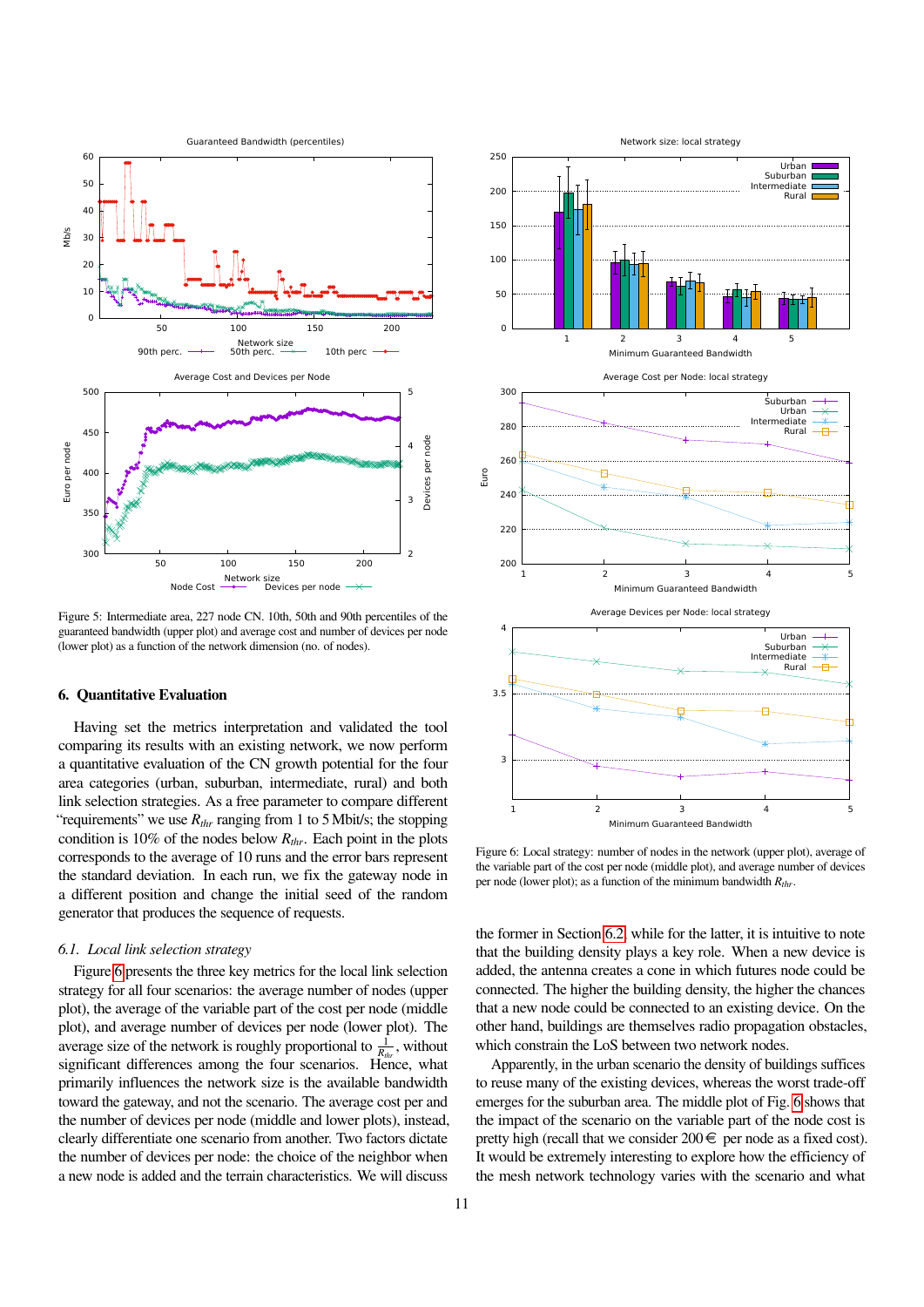Figure 5: Intermediate area, 227 node CN. 10th, 50th and 90th percentiles of the guaranteed bandwidth (upper plot) and average cost and number of devices per node (lower plot) as a function of the network dimension (no. of nodes).

## 6. Quantitative Evaluation

Having set the metrics interpretation and validated the tool comparing its results with an existing network, we now perform a quantitative evaluation of the CN growth potential for the four area categories (urban, suburban, intermediate, rural) and both link selection strategies. As a free parameter to compare different "requirements" we use $R_{thr}$ ranging from 1 to 5 Mbit/s; the stopping condition is 10% of the nodes below $R_{thr}$. Each point in the plots corresponds to the average of 10 runs and the error bars represent the standard deviation. In each run, we fix the gateway node in a different position and change the initial seed of the random generator that produces the sequence of requests.

### 6.1. Local link selection strategy

Figure 6 presents the three key metrics for the local link selection strategy for all four scenarios: the average number of nodes (upper plot), the average of the variable part of the cost per node (middle plot), and average number of devices per node (lower plot). The average size of the network is roughly proportional to $\frac{1}{R_{thr}}$, without significant differences among the four scenarios. Hence, what primarily influences the network size is the available bandwidth toward the gateway, and not the scenario. The average cost per node and the number of devices per node (middle and lower plots), instead, clearly differentiate one scenario from another. Two factors dictate the number of devices per node: the choice of the neighbor when a new node is added and the terrain characteristics. We will discuss the former in Section 6.2, while for the latter, it is intuitive to note that the building density plays a key role. When a new device is added, the antenna creates a cone in which futures node could be connected. The higher the building density, the higher the chances that a new node could be connected to an existing device. On the other hand, buildings are themselves radio propagation obstacles, which constrain the LoS between two network nodes.

Figure 6: Local strategy: number of nodes in the network (upper plot), average of the variable part of the cost per node (middle plot), and average number of devices per node (lower plot); as a function of the minimum bandwidth $R_{thr}$.

Apparently, in the urban scenario the density of buildings suffices to reuse many of the existing devices, whereas the worst trade-off emerges for the suburban area. The middle plot of Fig. 6 shows that the impact of the scenario on the variable part of the node cost is pretty high (recall that we consider 200 € per node as a fixed cost). It would be extremely interesting to explore how the efficiency of the mesh network technology varies with the scenario and what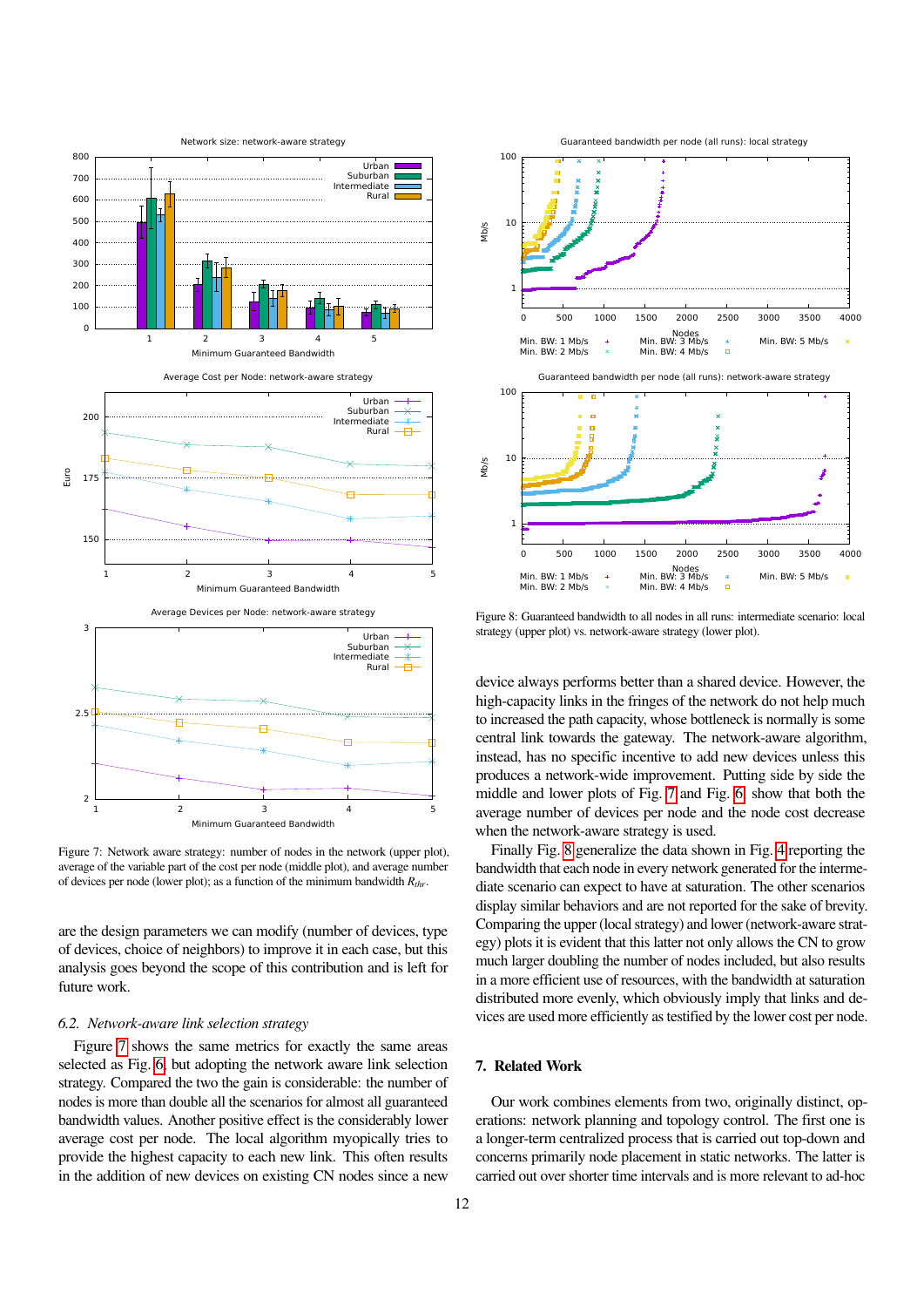Figure 7: Network aware strategy: number of nodes in the network (upper plot), average of the variable part of the cost per node (middle plot), and average number of devices per node (lower plot); as a function of the minimum bandwidth $R_{thr}$.

are the design parameters we can modify (number of devices, type of devices, choice of neighbors) to improve it in each case, but this analysis goes beyond the scope of this contribution and is left for future work.

### 6.2. Network-aware link selection strategy

Figure 7 shows the same metrics for exactly the same areas selected as Fig. 6, but adopting the network aware link selection strategy. Compared the two the gain is considerable: the number of nodes is more than double all the scenarios for almost all guaranteed bandwidth values. Another positive effect is the considerably lower average cost per node. The local algorithm myopically tries to provide the highest capacity to each new link. This often results in the addition of new devices on existing CN nodes since a new device always performs better than a shared device. However, the high-capacity links in the fringes of the network do not help much to increased the path capacity, whose bottleneck is normally some central link towards the gateway. The network-aware algorithm, instead, has no specific incentive to add new devices unless this produces a network-wide improvement. Putting side by side the middle and lower plots of Fig. 7 and Fig. 6 show that both the average number of devices per node and the node cost decrease when the network-aware strategy is used.

Finally Fig. 8 generalize the data shown in Fig. 4 reporting the bandwidth that each node in every network generated for the intermediate scenario can expect to have at saturation. The other scenarios display similar behaviors and are not reported for the sake of brevity. Comparing the upper (local strategy) and lower (network-aware strategy) plots it is evident that this latter not only allows the CN to grow much larger doubling the number of nodes included, but also results in a more efficient use of resources, with the bandwidth at saturation distributed more evenly, which obviously imply that links and devices are used more efficiently as testified by the lower cost per node.

Figure 8: Guaranteed bandwidth to all nodes in all runs: intermediate scenario: local strategy (upper plot) vs. network-aware strategy (lower plot).

## 7. Related Work

Our work combines elements from two, originally distinct, operations: network planning and topology control. The first one is a longer-term centralized process that is carried out top-down and concerns primarily node placement in static networks. The latter is carried out over shorter time intervals and is more relevant to ad-hoc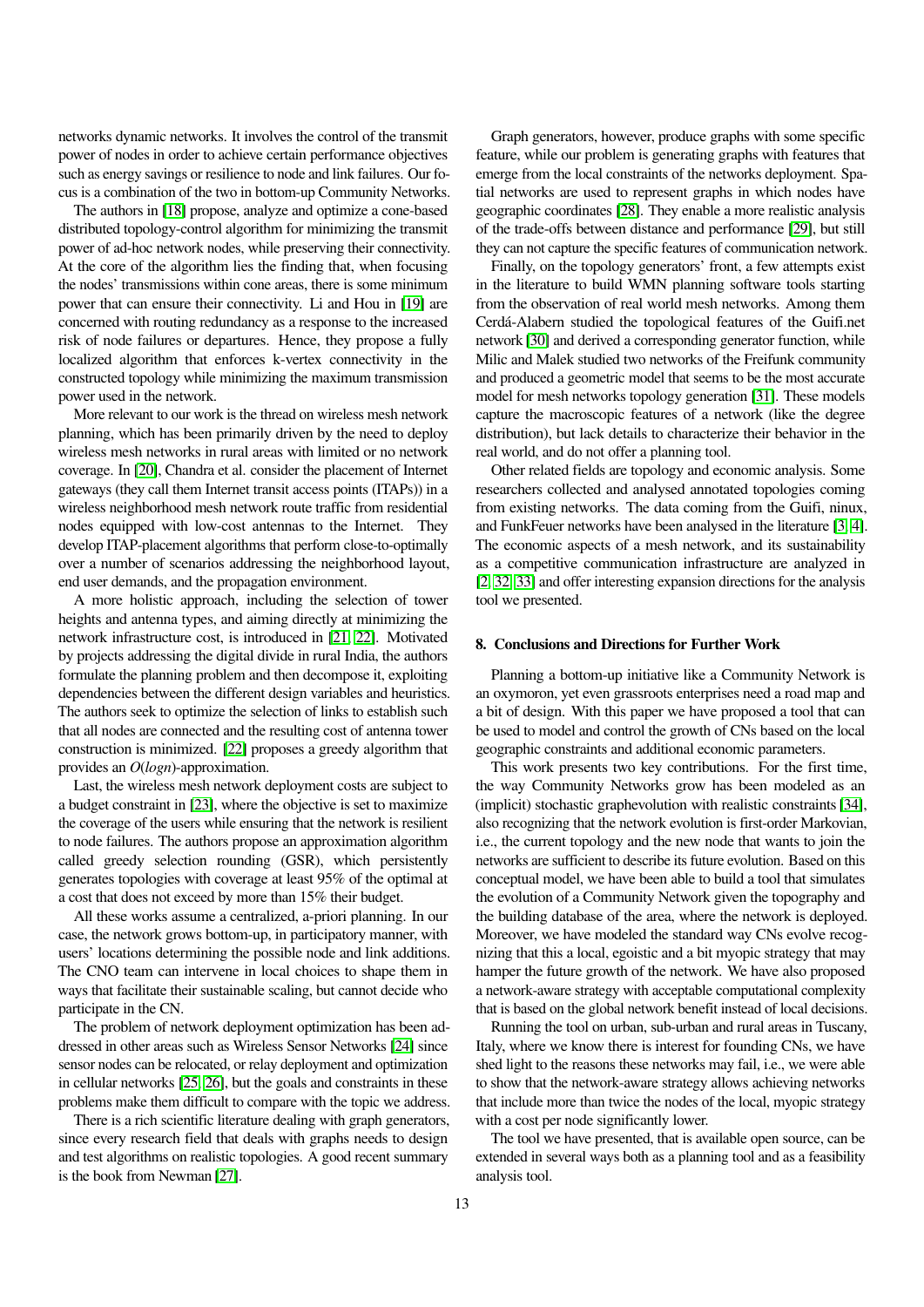networks dynamic networks. It involves the control of the transmit power of nodes in order to achieve certain performance objectives such as energy savings or resilience to node and link failures. Our focus is a combination of the two in bottom-up Community Networks.

The authors in [18] propose, analyze and optimize a cone-based distributed topology-control algorithm for minimizing the transmit power of ad-hoc network nodes, while preserving their connectivity. At the core of the algorithm lies the finding that, when focusing the nodes' transmissions within cone areas, there is some minimum power that can ensure their connectivity. Li and Hou in [19] are concerned with routing redundancy as a response to the increased risk of node failures or departures. Hence, they propose a fully localized algorithm that enforces k-vertex connectivity in the constructed topology while minimizing the maximum transmission power used in the network.

More relevant to our work is the thread on wireless mesh network planning, which has been primarily driven by the need to deploy wireless mesh networks in rural areas with limited or no network coverage. In [20], Chandra et al. consider the placement of Internet gateways (they call them Internet transit access points (ITAPs)) in a wireless neighborhood mesh network route traffic from residential nodes equipped with low-cost antennas to the Internet. They develop ITAP-placement algorithms that perform close-to-optimally over a number of scenarios addressing the neighborhood layout, end user demands, and the propagation environment.

A more holistic approach, including the selection of tower heights and antenna types, and aiming directly at minimizing the network infrastructure cost, is introduced in [21, 22]. Motivated by projects addressing the digital divide in rural India, the authors formulate the planning problem and then decompose it, exploiting dependencies between the different design variables and heuristics. The authors seek to optimize the selection of links to establish such that all nodes are connected and the resulting cost of antenna tower construction is minimized. [22] proposes a greedy algorithm that provides an $O(logn)$-approximation.

Last, the wireless mesh network deployment costs are subject to a budget constraint in [23], where the objective is set to maximize the coverage of the users while ensuring that the network is resilient to node failures. The authors propose an approximation algorithm called greedy selection rounding (GSR), which persistently generates topologies with coverage at least 95% of the optimal at a cost that does not exceed by more than 15% their budget.

All these works assume a centralized, a-priori planning. In our case, the network grows bottom-up, in participatory manner, with users' locations determining the possible node and link additions. The CNO team can intervene in local choices to shape them in ways that facilitate their sustainable scaling, but cannot decide who participate in the CN.

The problem of network deployment optimization has been addressed in other areas such as Wireless Sensor Networks [24] since sensor nodes can be relocated, or relay deployment and optimization in cellular networks [25, 26], but the goals and constraints in these problems make them difficult to compare with the topic we address.

There is a rich scientific literature dealing with graph generators, since every research field that deals with graphs needs to design and test algorithms on realistic topologies. A good recent summary is the book from Newman [27].

Graph generators, however, produce graphs with some specific feature, while our problem is generating graphs with features that emerge from the local constraints of the networks deployment. Spatial networks are used to represent graphs in which nodes have geographic coordinates [28]. They enable a more realistic analysis of the trade-offs between distance and performance [29], but still they can not capture the specific features of communication network.

Finally, on the topology generators' front, a few attempts exist in the literature to build WMN planning software tools starting from the observation of real world mesh networks. Among them Cerdá-Alabern studied the topological features of the Guifi.net network [30] and derived a corresponding generator function, while Milic and Malek studied two networks of the Freifunk community and produced a geometric model that seems to be the most accurate model for mesh networks topology generation [31]. These models capture the macroscopic features of a network (like the degree distribution), but lack details to characterize their behavior in the real world, and do not offer a planning tool.

Other related fields are topology and economic analysis. Some researchers collected and analysed annotated topologies coming from existing networks. The data coming from the Guifi, ninux, and FunkFeuer networks have been analysed in the literature [3, 4]. The economic aspects of a mesh network, and its sustainability as a competitive communication infrastructure are analyzed in [2, 32, 33] and offer interesting expansion directions for the analysis tool we presented.

## 8. Conclusions and Directions for Further Work

Planning a bottom-up initiative like a Community Network is an oxymoron, yet even grassroots enterprises need a road map and a bit of design. With this paper we have proposed a tool that can be used to model and control the growth of CNs based on the local geographic constraints and additional economic parameters.

This work presents two key contributions. For the first time, the way Community Networks grow has been modeled as an (implicit) stochastic graphevolution with realistic constraints [34], also recognizing that the network evolution is first-order Markovian, i.e., the current topology and the new node that wants to join the networks are sufficient to describe its future evolution. Based on this conceptual model, we have been able to build a tool that simulates the evolution of a Community Network given the topography and the building database of the area, where the network is deployed. Moreover, we have modeled the standard way CNs evolve recognizing that this a local, egoistic and a bit myopic strategy that may hamper the future growth of the network. We have also proposed a network-aware strategy with acceptable computational complexity that is based on the global network benefit instead of local decisions.

Running the tool on urban, sub-urban and rural areas in Tuscany, Italy, where we know there is interest for founding CNs, we have shed light to the reasons these networks may fail, i.e., we were able to show that the network-aware strategy allows achieving networks that include more than twice the nodes of the local, myopic strategy with a cost per node significantly lower.

The tool we have presented, that is available open source, can be extended in several ways both as a planning tool and as a feasibility analysis tool.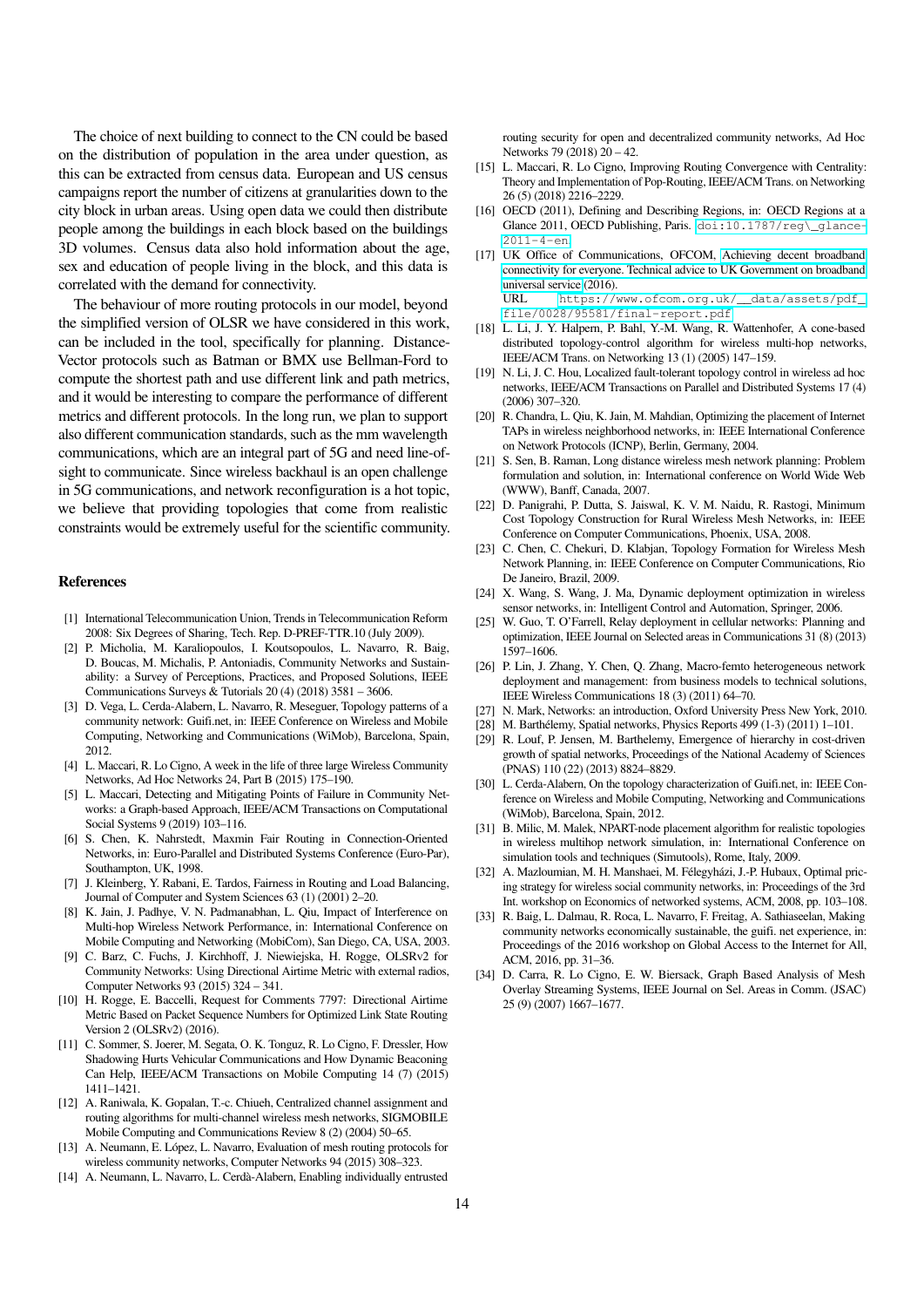The choice of next building to connect to the CN could be based on the distribution of population in the area under question, as this can be extracted from census data. European and US census campaigns report the number of citizens at granularities down to the city block in urban areas. Using open data we could then distribute people among the buildings in each block based on the buildings 3D volumes. Census data also hold information about the age, sex and education of people living in the block, and this data is correlated with the demand for connectivity.

The behaviour of more routing protocols in our model, beyond the simplified version of OLSR we have considered in this work, can be included in the tool, specifically for planning. Distance-Vector protocols such as Batman or BMX use Bellman-Ford to compute the shortest path and use different link and path metrics, and it would be interesting to compare the performance of different metrics and different protocols. In the long run, we plan to support also different communication standards, such as the mm wavelength communications, which are an integral part of 5G and need line-of-sight to communicate. Since wireless backhaul is an open challenge in 5G communications, and network reconfiguration is a hot topic, we believe that providing topologies that come from realistic constraints would be extremely useful for the scientific community.

## References

[1] International Telecommunication Union, Trends in Telecommunication Reform 2008: Six Degrees of Sharing, Tech. Rep. D-PREF-TTR.10 (July 2009).

[2] P. Micholia, M. Karaliopoulos, I. Koutsopoulos, L. Navarro, R. Baig, D. Boucas, M. Michalis, P. Antoniadis, Community Networks and Sustainability: a Survey of Perceptions, Practices, and Proposed Solutions, IEEE Communications Surveys & Tutorials 20 (4) (2018) 3581 – 3606.

[3] D. Vega, L. Cerda-Alabern, L. Navarro, R. Meseguer, Topology patterns of a community network: Guifi.net, in: IEEE Conference on Wireless and Mobile Computing, Networking and Communications (WiMob), Barcelona, Spain, 2012.

[4] L. Maccari, R. Lo Cigno, A week in the life of three large Wireless Community Networks, Ad Hoc Networks 24, Part B (2015) 175–190.

[5] L. Maccari, Detecting and Mitigating Points of Failure in Community Networks: a Graph-based Approach, IEEE/ACM Transactions on Computational Social Systems 9 (2019) 103–116.

[6] S. Chen, K. Nahrstedt, Maxmin Fair Routing in Connection-Oriented Networks, in: Euro-Parallel and Distributed Systems Conference (Euro-Par), Southampton, UK, 1998.

[7] J. Kleinberg, Y. Rabani, E. Tardos, Fairness in Routing and Load Balancing, Journal of Computer and System Sciences 63 (1) (2001) 2–20.

[8] K. Jain, J. Padhye, V. N. Padmanabhan, L. Qiu, Impact of Interference on Multi-hop Wireless Network Performance, in: International Conference on Mobile Computing and Networking (MobiCom), San Diego, CA, USA, 2003.

[9] C. Barz, C. Fuchs, J. Kirchhoff, J. Niewiejska, H. Rogge, OLSRv2 for Community Networks: Using Directional Airtime Metric with external radios, Computer Networks 93 (2015) 324 – 341.

[10] H. Rogge, E. Baccelli, Request for Comments 7797: Directional Airtime Metric Based on Packet Sequence Numbers for Optimized Link State Routing Version 2 (OLSRv2) (2016).

[11] C. Sommer, S. Joerer, M. Segata, O. K. Tonguz, R. Lo Cigno, F. Dressler, How Shadowing Hurts Vehicular Communications and How Dynamic Beaconing Can Help, IEEE/ACM Transactions on Mobile Computing 14 (7) (2015) 1411–1421.

[12] A. Raniwala, K. Gopalan, T.-c. Chiueh, Centralized channel assignment and routing algorithms for multi-channel wireless mesh networks, SIGMOBILE Mobile Computing and Communications Review 8 (2) (2004) 50–65.

[13] A. Neumann, E. López, L. Navarro, Evaluation of mesh routing protocols for wireless community networks, Computer Networks 94 (2015) 308–323.

[14] A. Neumann, L. Navarro, L. Cerdà-Alabern, Enabling individually entrusted routing security for open and decentralized community networks, Ad Hoc Networks 79 (2018) 20 – 42.

[15] L. Maccari, R. Lo Cigno, Improving Routing Convergence with Centrality: Theory and Implementation of Pop-Routing, IEEE/ACM Trans. on Networking 26 (5) (2018) 2216–2229.

[16] OECD (2011), Defining and Describing Regions, in: OECD Regions at a Glance 2011, OECD Publishing, Paris. doi:10.1787/reg\_glance-2011-4-en.

[17] UK Office of Communications, OFCOM, Achieving decent broadband connectivity for everyone. Technical advice to UK Government on broadband universal service (2016).
URL https://www.ofcom.org.uk/__data/assets/pdf_file/0028/95581/final-report.pdf

[18] L. Li, J. Y. Halpern, P. Bahl, Y.-M. Wang, R. Wattenhofer, A cone-based distributed topology-control algorithm for wireless multi-hop networks, IEEE/ACM Trans. on Networking 13 (1) (2005) 147–159.

[19] N. Li, J. C. Hou, Localized fault-tolerant topology control in wireless ad hoc networks, IEEE/ACM Transactions on Parallel and Distributed Systems 17 (4) (2006) 307–320.

[20] R. Chandra, L. Qiu, K. Jain, M. Mahdian, Optimizing the placement of Internet TAPs in wireless neighborhood networks, in: IEEE International Conference on Network Protocols (ICNP), Berlin, Germany, 2004.

[21] S. Sen, B. Raman, Long distance wireless mesh network planning: Problem formulation and solution, in: International conference on World Wide Web (WWW), Banff, Canada, 2007.

[22] D. Panigrahi, P. Dutta, S. Jaiswal, K. V. M. Naidu, R. Rastogi, Minimum Cost Topology Construction for Rural Wireless Mesh Networks, in: IEEE Conference on Computer Communications, Phoenix, USA, 2008.

[23] C. Chen, C. Chekuri, D. Klabjan, Topology Formation for Wireless Mesh Network Planning, in: IEEE Conference on Computer Communications, Rio De Janeiro, Brazil, 2009.

[24] X. Wang, S. Wang, J. Ma, Dynamic deployment optimization in wireless sensor networks, in: Intelligent Control and Automation, Springer, 2006.

[25] W. Guo, T. O'Farrell, Relay deployment in cellular networks: Planning and optimization, IEEE Journal on Selected areas in Communications 31 (8) (2013) 1597–1606.

[26] P. Lin, J. Zhang, Y. Chen, Q. Zhang, Macro-femto heterogeneous network deployment and management: from business models to technical solutions, IEEE Wireless Communications 18 (3) (2011) 64–70.

[27] N. Mark, Networks: an introduction, Oxford University Press New York, 2010.

[28] M. Barthélemy, Spatial networks, Physics Reports 499 (1-3) (2011) 1–101.

[29] R. Louf, P. Jensen, M. Barthelemy, Emergence of hierarchy in cost-driven growth of spatial networks, Proceedings of the National Academy of Sciences (PNAS) 110 (22) (2013) 8824–8829.

[30] L. Cerda-Alabern, On the topology characterization of Guifi.net, in: IEEE Conference on Wireless and Mobile Computing, Networking and Communications (WiMob), Barcelona, Spain, 2012.

[31] B. Milic, M. Malek, NPART-node placement algorithm for realistic topologies in wireless multihop network simulation, in: International Conference on simulation tools and techniques (Simutools), Rome, Italy, 2009.

[32] A. Mazloumian, M. H. Manshaei, M. Félegyházi, J.-P. Hubaux, Optimal pricing strategy for wireless social community networks, in: Proceedings of the 3rd Int. workshop on Economics of networked systems, ACM, 2008, pp. 103–108.

[33] R. Baig, L. Dalmau, R. Roca, L. Navarro, F. Freitag, A. Sathiaseelan, Making community networks economically sustainable, the guifi. net experience, in: Proceedings of the 2016 workshop on Global Access to the Internet for All, ACM, 2016, pp. 31–36.

[34] D. Carra, R. Lo Cigno, E. W. Biersack, Graph Based Analysis of Mesh Overlay Streaming Systems, IEEE Journal on Sel. Areas in Comm. (JSAC) 25 (9) (2007) 1667–1677.